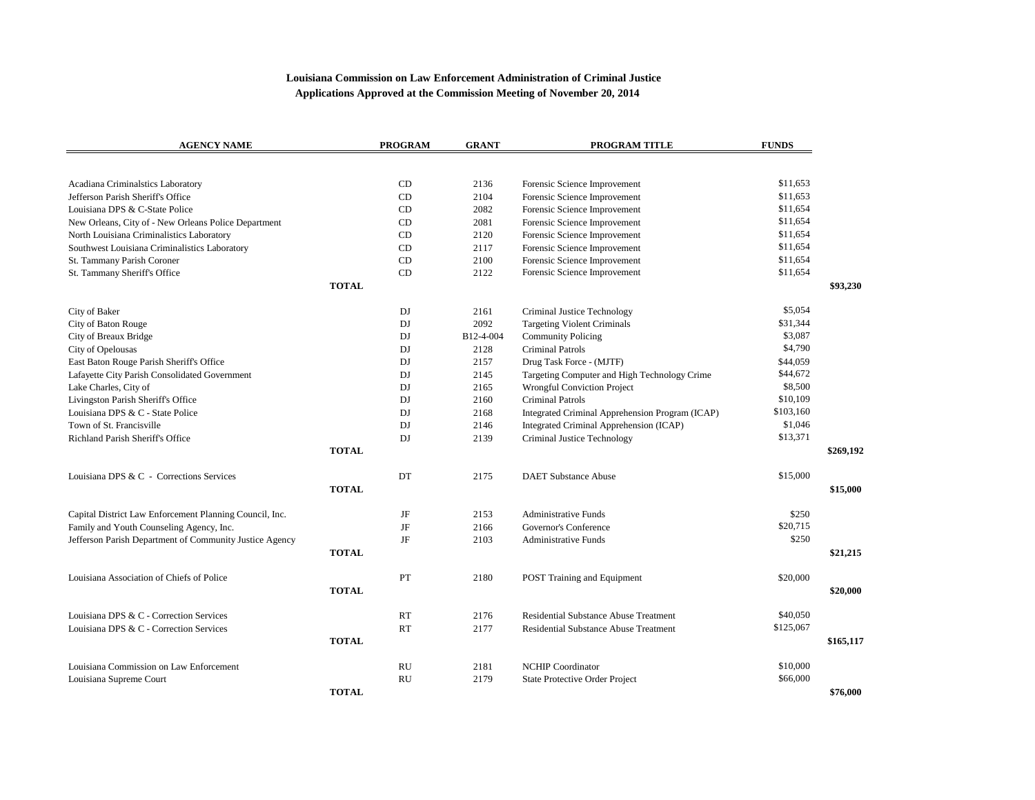**Louisiana Commission on Law Enforcement Administration of Criminal Justice**

**Applications Approved at the Commission Meeting of November 20, 2014**

| AGENCY NAME | | PROGRAM | GRANT | PROGRAM TITLE | FUNDS | |
|---|---|---|---|---|---|---|
| Acadiana Criminalstics Laboratory | | CD | 2136 | Forensic Science Improvement | $11,653 | |
| Jefferson Parish Sheriff's Office | | CD | 2104 | Forensic Science Improvement | $11,653 | |
| Louisiana DPS & C-State Police | | CD | 2082 | Forensic Science Improvement | $11,654 | |
| New Orleans, City of - New Orleans Police Department | | CD | 2081 | Forensic Science Improvement | $11,654 | |
| North Louisiana Criminalistics Laboratory | | CD | 2120 | Forensic Science Improvement | $11,654 | |
| Southwest Louisiana Criminalistics Laboratory | | CD | 2117 | Forensic Science Improvement | $11,654 | |
| St. Tammany Parish Coroner | | CD | 2100 | Forensic Science Improvement | $11,654 | |
| St. Tammany Sheriff's Office | | CD | 2122 | Forensic Science Improvement | $11,654 | |
| | **TOTAL** | | | | | **$93,230** |
| City of Baker | | DJ | 2161 | Criminal Justice Technology | $5,054 | |
| City of Baton Rouge | | DJ | 2092 | Targeting Violent Criminals | $31,344 | |
| City of Breaux Bridge | | DJ | B12-4-004 | Community Policing | $3,087 | |
| City of Opelousas | | DJ | 2128 | Criminal Patrols | $4,790 | |
| East Baton Rouge Parish Sheriff's Office | | DJ | 2157 | Drug Task Force - (MJTF) | $44,059 | |
| Lafayette City Parish Consolidated Government | | DJ | 2145 | Targeting Computer and High Technology Crime | $44,672 | |
| Lake Charles, City of | | DJ | 2165 | Wrongful Conviction Project | $8,500 | |
| Livingston Parish Sheriff's Office | | DJ | 2160 | Criminal Patrols | $10,109 | |
| Louisiana DPS & C - State Police | | DJ | 2168 | Integrated Criminal Apprehension Program (ICAP) | $103,160 | |
| Town of St. Francisville | | DJ | 2146 | Integrated Criminal Apprehension (ICAP) | $1,046 | |
| Richland Parish Sheriff's Office | | DJ | 2139 | Criminal Justice Technology | $13,371 | |
| | **TOTAL** | | | | | **$269,192** |
| Louisiana DPS & C - Corrections Services | | DT | 2175 | DAET Substance Abuse | $15,000 | |
| | **TOTAL** | | | | | **$15,000** |
| Capital District Law Enforcement Planning Council, Inc. | | JF | 2153 | Administrative Funds | $250 | |
| Family and Youth Counseling Agency, Inc. | | JF | 2166 | Governor's Conference | $20,715 | |
| Jefferson Parish Department of Community Justice Agency | | JF | 2103 | Administrative Funds | $250 | |
| | **TOTAL** | | | | | **$21,215** |
| Louisiana Association of Chiefs of Police | | PT | 2180 | POST Training and Equipment | $20,000 | |
| | **TOTAL** | | | | | **$20,000** |
| Louisiana DPS & C - Correction Services | | RT | 2176 | Residential Substance Abuse Treatment | $40,050 | |
| Louisiana DPS & C - Correction Services | | RT | 2177 | Residential Substance Abuse Treatment | $125,067 | |
| | **TOTAL** | | | | | **$165,117** |
| Louisiana Commission on Law Enforcement | | RU | 2181 | NCHIP Coordinator | $10,000 | |
| Louisiana Supreme Court | | RU | 2179 | State Protective Order Project | $66,000 | |
| | **TOTAL** | | | | | **$76,000** |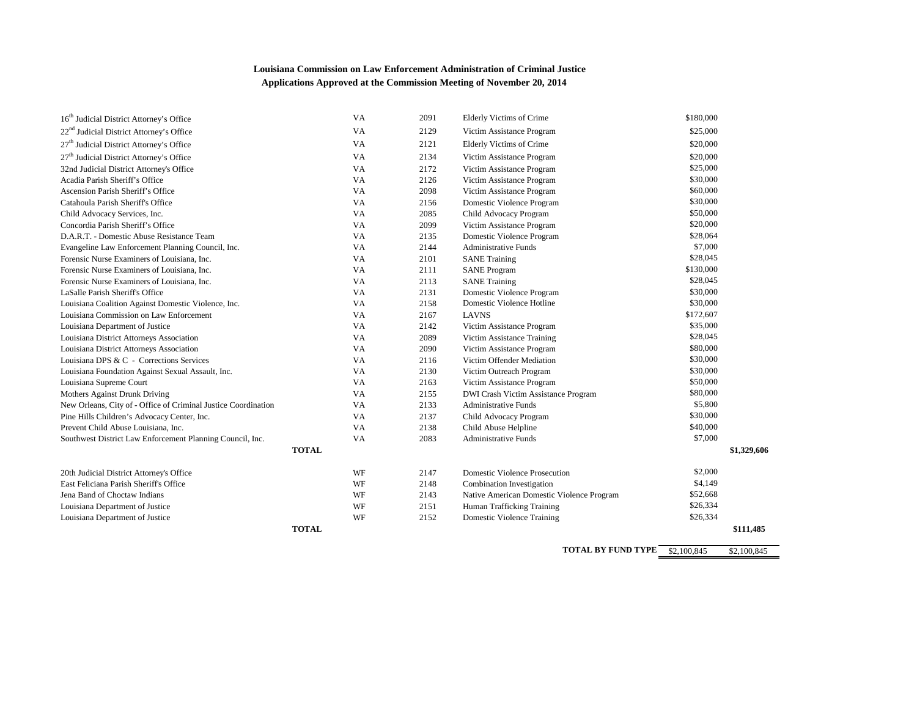**Louisiana Commission on Law Enforcement Administration of Criminal Justice**

**Applications Approved at the Commission Meeting of November 20, 2014**

| Agency | Fund | Number | Program | Amount | Total |
|---|---|---|---|---|---|
| 16th Judicial District Attorney's Office | VA | 2091 | Elderly Victims of Crime | $180,000 | |
| 22nd Judicial District Attorney's Office | VA | 2129 | Victim Assistance Program | $25,000 | |
| 27th Judicial District Attorney's Office | VA | 2121 | Elderly Victims of Crime | $20,000 | |
| 27th Judicial District Attorney's Office | VA | 2134 | Victim Assistance Program | $20,000 | |
| 32nd Judicial District Attorney's Office | VA | 2172 | Victim Assistance Program | $25,000 | |
| Acadia Parish Sheriff's Office | VA | 2126 | Victim Assistance Program | $30,000 | |
| Ascension Parish Sheriff's Office | VA | 2098 | Victim Assistance Program | $60,000 | |
| Catahoula Parish Sheriff's Office | VA | 2156 | Domestic Violence Program | $30,000 | |
| Child Advocacy Services, Inc. | VA | 2085 | Child Advocacy Program | $50,000 | |
| Concordia Parish Sheriff's Office | VA | 2099 | Victim Assistance Program | $20,000 | |
| D.A.R.T. - Domestic Abuse Resistance Team | VA | 2135 | Domestic Violence Program | $28,064 | |
| Evangeline Law Enforcement Planning Council, Inc. | VA | 2144 | Administrative Funds | $7,000 | |
| Forensic Nurse Examiners of Louisiana, Inc. | VA | 2101 | SANE Training | $28,045 | |
| Forensic Nurse Examiners of Louisiana, Inc. | VA | 2111 | SANE Program | $130,000 | |
| Forensic Nurse Examiners of Louisiana, Inc. | VA | 2113 | SANE Training | $28,045 | |
| LaSalle Parish Sheriff's Office | VA | 2131 | Domestic Violence Program | $30,000 | |
| Louisiana Coalition Against Domestic Violence, Inc. | VA | 2158 | Domestic Violence Hotline | $30,000 | |
| Louisiana Commission on Law Enforcement | VA | 2167 | LAVNS | $172,607 | |
| Louisiana Department of Justice | VA | 2142 | Victim Assistance Program | $35,000 | |
| Louisiana District Attorneys Association | VA | 2089 | Victim Assistance Training | $28,045 | |
| Louisiana District Attorneys Association | VA | 2090 | Victim Assistance Program | $80,000 | |
| Louisiana DPS & C - Corrections Services | VA | 2116 | Victim Offender Mediation | $30,000 | |
| Louisiana Foundation Against Sexual Assault, Inc. | VA | 2130 | Victim Outreach Program | $30,000 | |
| Louisiana Supreme Court | VA | 2163 | Victim Assistance Program | $50,000 | |
| Mothers Against Drunk Driving | VA | 2155 | DWI Crash Victim Assistance Program | $80,000 | |
| New Orleans, City of - Office of Criminal Justice Coordination | VA | 2133 | Administrative Funds | $5,800 | |
| Pine Hills Children's Advocacy Center, Inc. | VA | 2137 | Child Advocacy Program | $30,000 | |
| Prevent Child Abuse Louisiana, Inc. | VA | 2138 | Child Abuse Helpline | $40,000 | |
| Southwest District Law Enforcement Planning Council, Inc. | VA | 2083 | Administrative Funds | $7,000 | |
| **TOTAL** | | | | | **$1,329,606** |
| 20th Judicial District Attorney's Office | WF | 2147 | Domestic Violence Prosecution | $2,000 | |
| East Feliciana Parish Sheriff's Office | WF | 2148 | Combination Investigation | $4,149 | |
| Jena Band of Choctaw Indians | WF | 2143 | Native American Domestic Violence Program | $52,668 | |
| Louisiana Department of Justice | WF | 2151 | Human Trafficking Training | $26,334 | |
| Louisiana Department of Justice | WF | 2152 | Domestic Violence Training | $26,334 | |
| **TOTAL** | | | | | **$111,485** |
| | | | **TOTAL BY FUND TYPE** | $2,100,845 | $2,100,845 |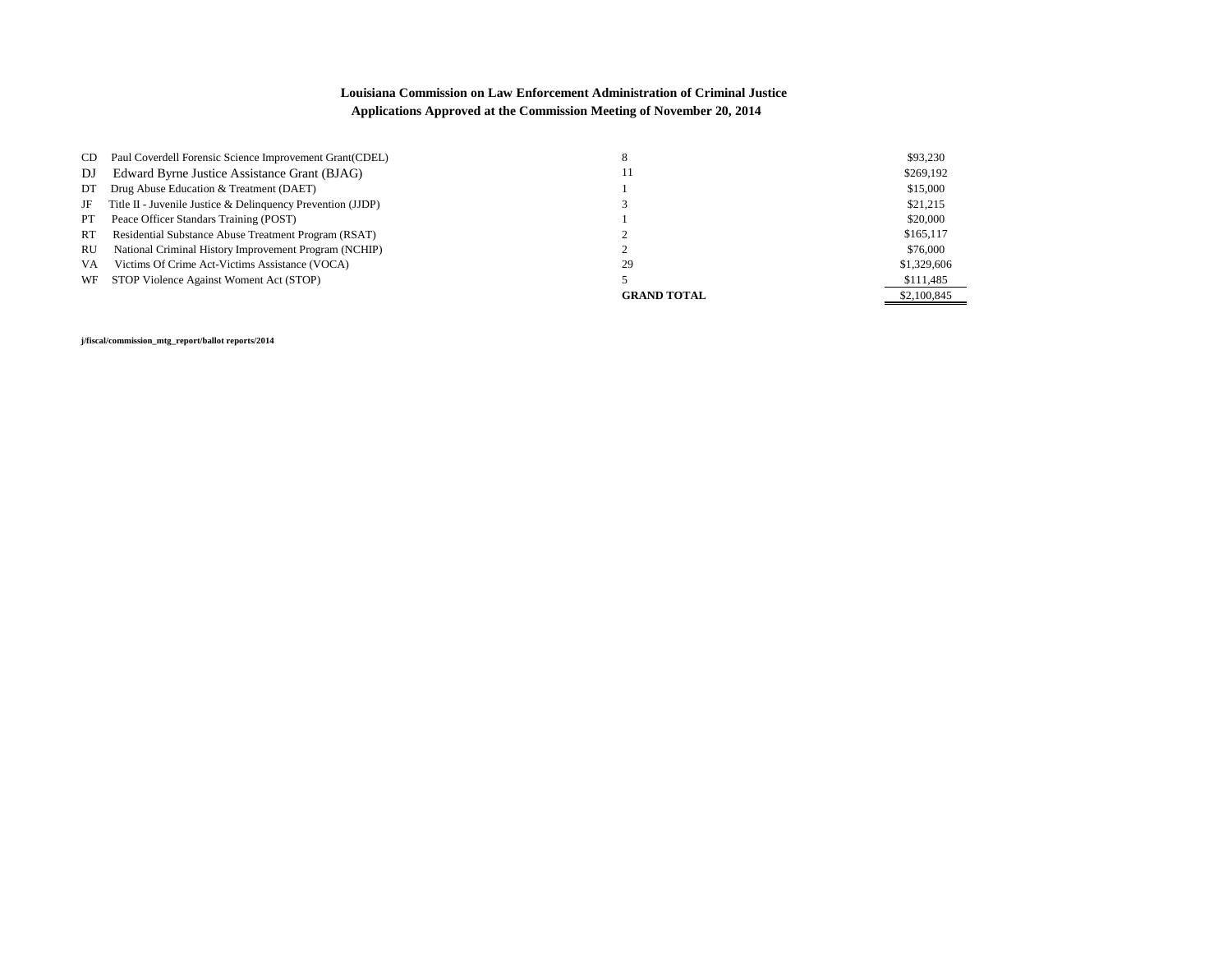**Louisiana Commission on Law Enforcement Administration of Criminal Justice**
**Applications Approved at the Commission Meeting of November 20, 2014**

| | | | |
|---|---|---|---|
| CD | Paul Coverdell Forensic Science Improvement Grant(CDEL) | 8 | $93,230 |
| DJ | Edward Byrne Justice Assistance Grant (BJAG) | 11 | $269,192 |
| DT | Drug Abuse Education & Treatment (DAET) | 1 | $15,000 |
| JF | Title II - Juvenile Justice & Delinquency Prevention (JJDP) | 3 | $21,215 |
| PT | Peace Officer Standars Training (POST) | 1 | $20,000 |
| RT | Residential Substance Abuse Treatment Program (RSAT) | 2 | $165,117 |
| RU | National Criminal History Improvement Program (NCHIP) | 2 | $76,000 |
| VA | Victims Of Crime Act-Victims Assistance (VOCA) | 29 | $1,329,606 |
| WF | STOP Violence Against Woment Act (STOP) | 5 | $111,485 |
| | | **GRAND TOTAL** | $2,100,845 |

**j/fiscal/commission_mtg_report/ballot reports/2014**